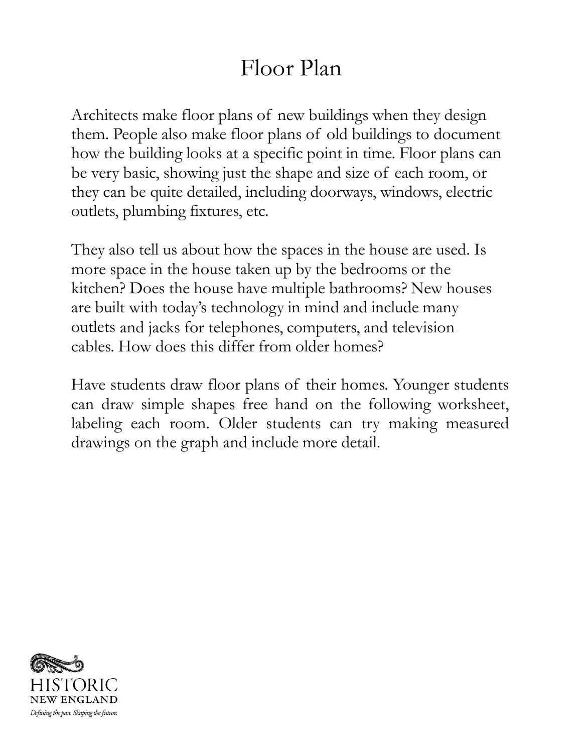# Floor Plan

Architects make floor plans of new buildings when they design them. People also make floor plans of old buildings to document how the building looks at a specific point in time. Floor plans can be very basic, showing just the shape and size of each room, or they can be quite detailed, including doorways, windows, electric outlets, plumbing fixtures, etc.

They also tell us about how the spaces in the house are used. Is more space in the house taken up by the bedrooms or the kitchen? Does the house have multiple bathrooms? New houses are built with today's technology in mind and include many outlets and jacks for telephones, computers, and television cables. How does this differ from older homes?

Have students draw floor plans of their homes. Younger students can draw simple shapes free hand on the following worksheet, labeling each room. Older students can try making measured drawings on the graph and include more detail.

HISTORIC NEW ENGLAND

*Defining the past. Shaping the future.*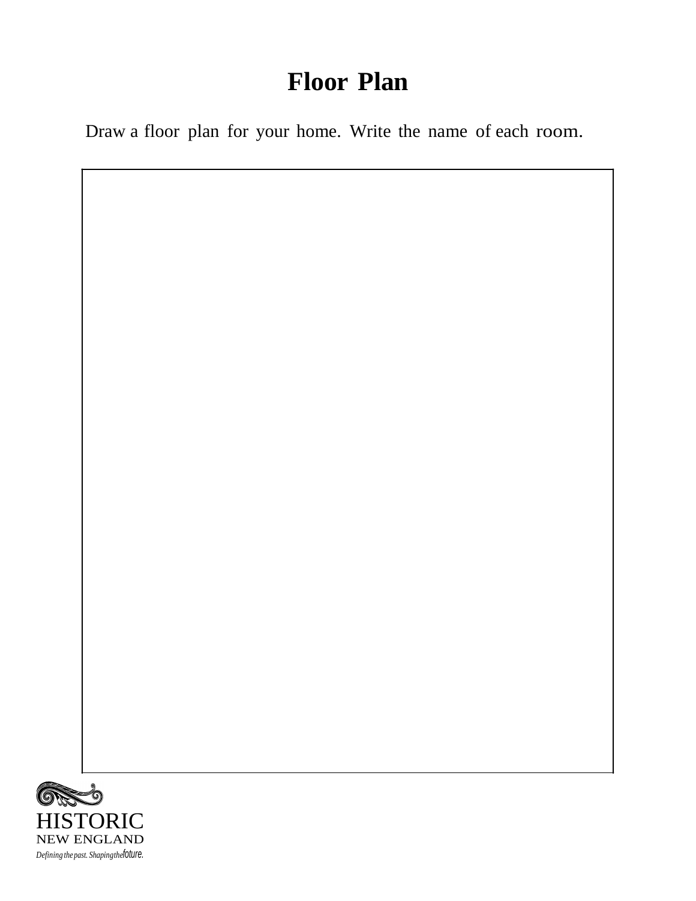# Floor Plan

Draw a floor plan for your home. Write the name of each room.

HISTORIC
NEW ENGLAND
*Defining the past. Shaping the future.*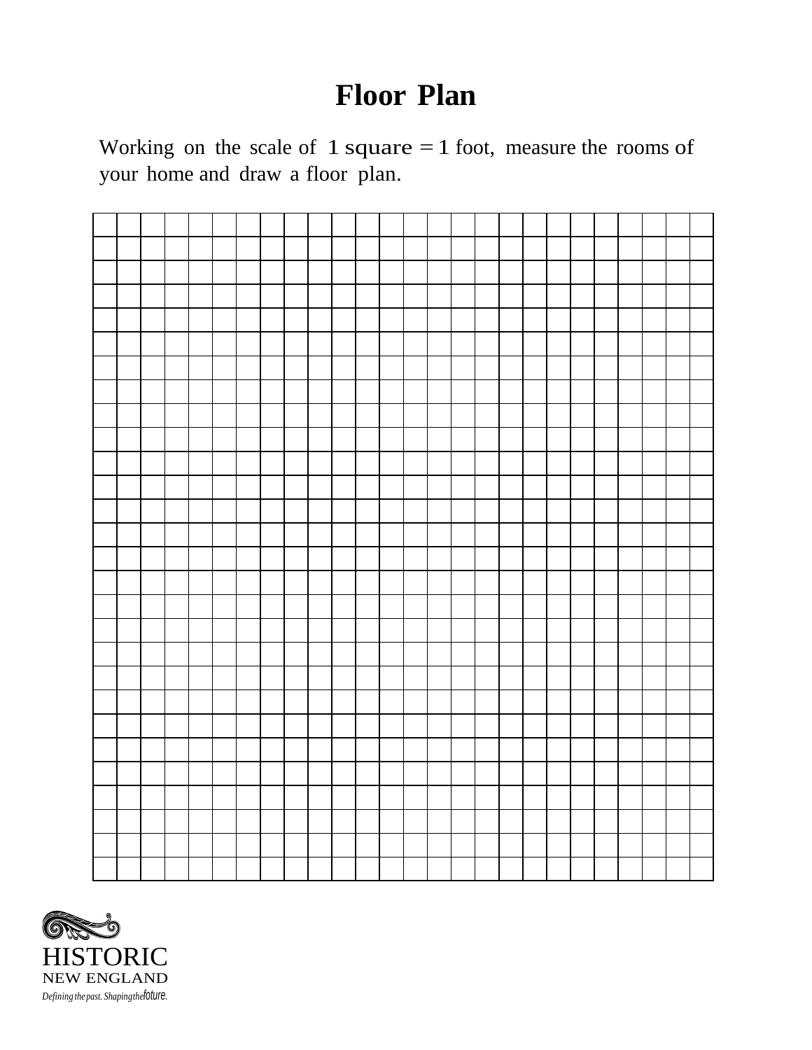# Floor Plan

Working on the scale of 1 square = 1 foot, measure the rooms of your home and draw a floor plan.

HISTORIC
NEW ENGLAND
*Defining the past. Shaping the future.*